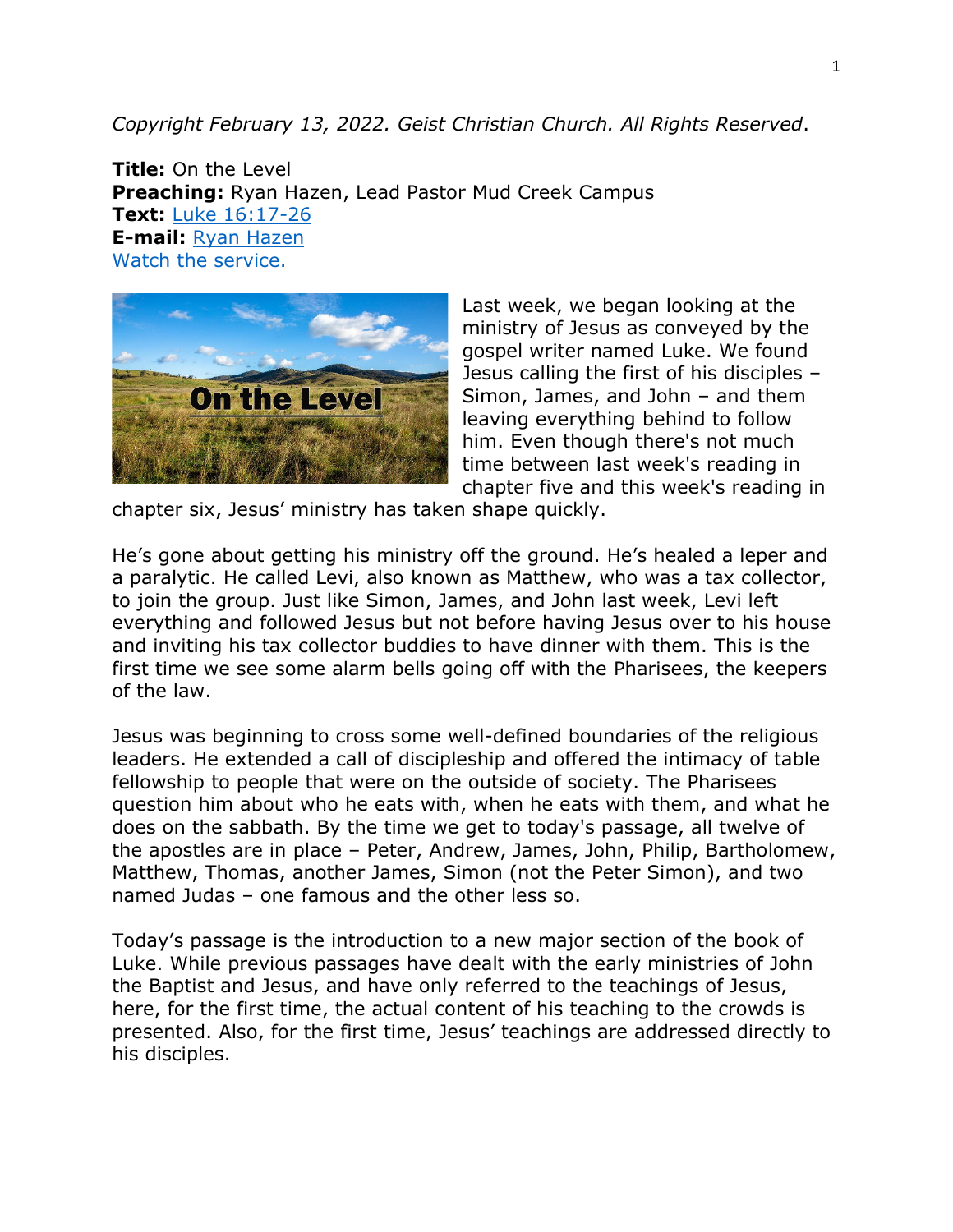*Copyright February 13, 2022. Geist Christian Church. All Rights Reserved*.

**Title:** On the Level
**Preaching:** Ryan Hazen, Lead Pastor Mud Creek Campus
**Text:** Luke 16:17-26
**E-mail:** Ryan Hazen
Watch the service.

Last week, we began looking at the ministry of Jesus as conveyed by the gospel writer named Luke. We found Jesus calling the first of his disciples – Simon, James, and John – and them leaving everything behind to follow him. Even though there's not much time between last week's reading in chapter five and this week's reading in chapter six, Jesus' ministry has taken shape quickly.

He's gone about getting his ministry off the ground. He's healed a leper and a paralytic. He called Levi, also known as Matthew, who was a tax collector, to join the group. Just like Simon, James, and John last week, Levi left everything and followed Jesus but not before having Jesus over to his house and inviting his tax collector buddies to have dinner with them. This is the first time we see some alarm bells going off with the Pharisees, the keepers of the law.

Jesus was beginning to cross some well-defined boundaries of the religious leaders. He extended a call of discipleship and offered the intimacy of table fellowship to people that were on the outside of society. The Pharisees question him about who he eats with, when he eats with them, and what he does on the sabbath. By the time we get to today's passage, all twelve of the apostles are in place – Peter, Andrew, James, John, Philip, Bartholomew, Matthew, Thomas, another James, Simon (not the Peter Simon), and two named Judas – one famous and the other less so.

Today's passage is the introduction to a new major section of the book of Luke. While previous passages have dealt with the early ministries of John the Baptist and Jesus, and have only referred to the teachings of Jesus, here, for the first time, the actual content of his teaching to the crowds is presented. Also, for the first time, Jesus' teachings are addressed directly to his disciples.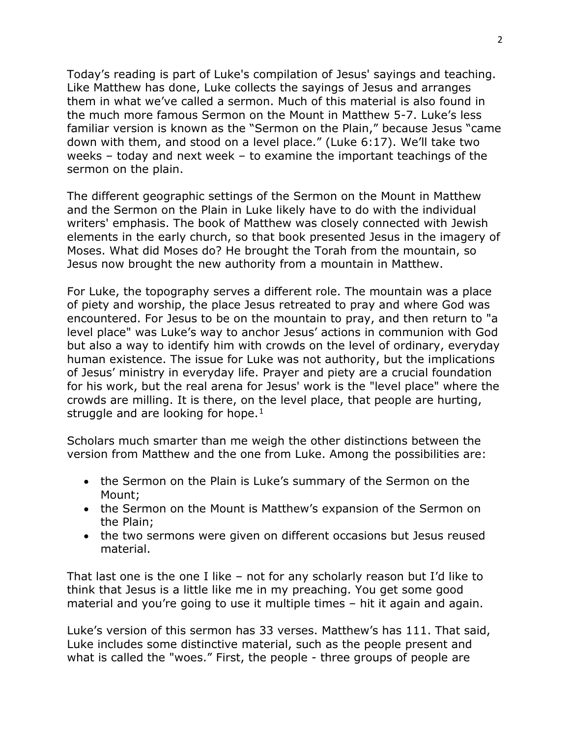Today's reading is part of Luke's compilation of Jesus' sayings and teaching. Like Matthew has done, Luke collects the sayings of Jesus and arranges them in what we've called a sermon. Much of this material is also found in the much more famous Sermon on the Mount in Matthew 5-7. Luke's less familiar version is known as the "Sermon on the Plain," because Jesus "came down with them, and stood on a level place." (Luke 6:17). We'll take two weeks – today and next week – to examine the important teachings of the sermon on the plain.

The different geographic settings of the Sermon on the Mount in Matthew and the Sermon on the Plain in Luke likely have to do with the individual writers' emphasis. The book of Matthew was closely connected with Jewish elements in the early church, so that book presented Jesus in the imagery of Moses. What did Moses do? He brought the Torah from the mountain, so Jesus now brought the new authority from a mountain in Matthew.

For Luke, the topography serves a different role. The mountain was a place of piety and worship, the place Jesus retreated to pray and where God was encountered. For Jesus to be on the mountain to pray, and then return to "a level place" was Luke's way to anchor Jesus' actions in communion with God but also a way to identify him with crowds on the level of ordinary, everyday human existence. The issue for Luke was not authority, but the implications of Jesus' ministry in everyday life. Prayer and piety are a crucial foundation for his work, but the real arena for Jesus' work is the "level place" where the crowds are milling. It is there, on the level place, that people are hurting, struggle and are looking for hope.[1]

Scholars much smarter than me weigh the other distinctions between the version from Matthew and the one from Luke. Among the possibilities are:

- the Sermon on the Plain is Luke's summary of the Sermon on the Mount;
- the Sermon on the Mount is Matthew's expansion of the Sermon on the Plain;
- the two sermons were given on different occasions but Jesus reused material.

That last one is the one I like – not for any scholarly reason but I'd like to think that Jesus is a little like me in my preaching. You get some good material and you're going to use it multiple times – hit it again and again.

Luke's version of this sermon has 33 verses. Matthew's has 111. That said, Luke includes some distinctive material, such as the people present and what is called the "woes." First, the people - three groups of people are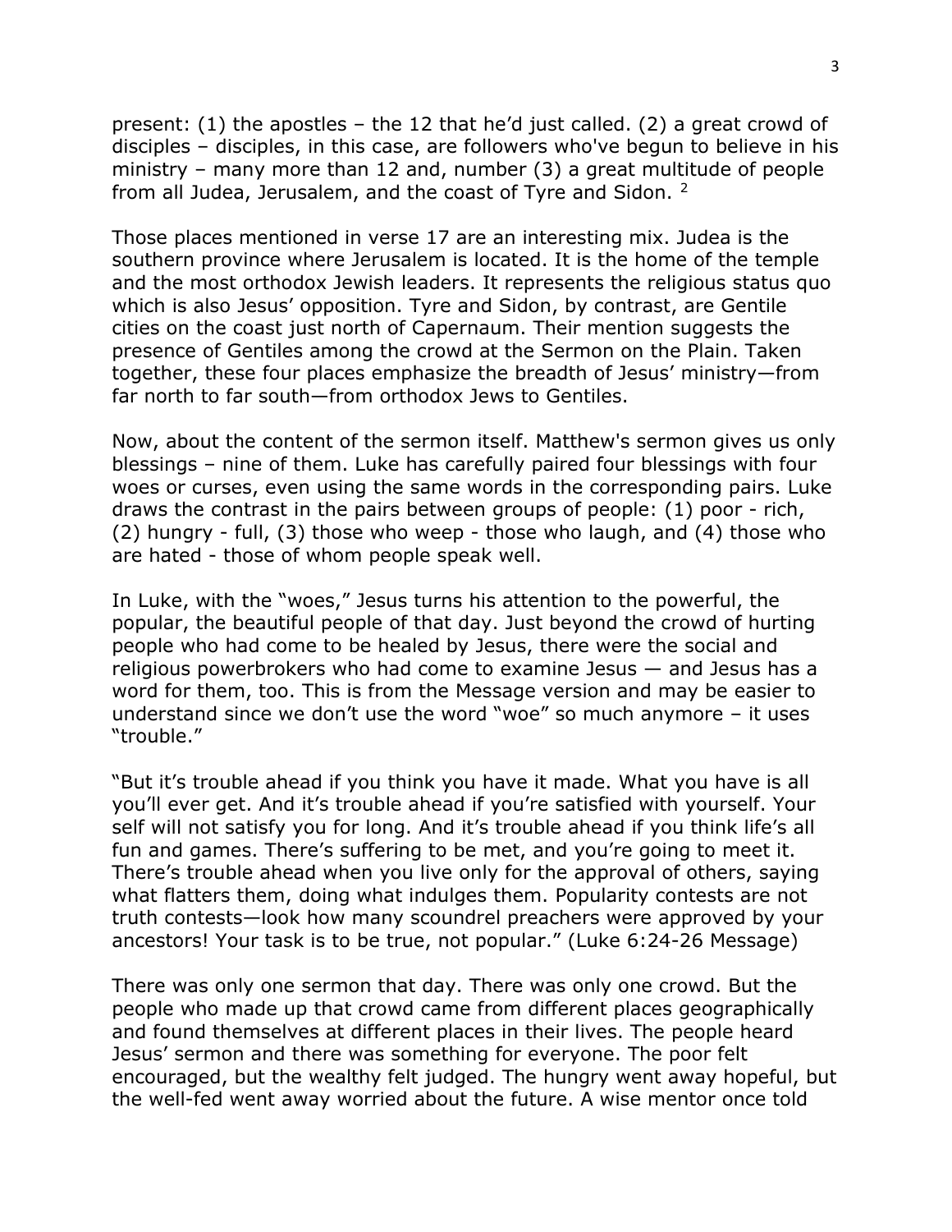present: (1) the apostles – the 12 that he'd just called. (2) a great crowd of disciples – disciples, in this case, are followers who've begun to believe in his ministry – many more than 12 and, number (3) a great multitude of people from all Judea, Jerusalem, and the coast of Tyre and Sidon. [2]

Those places mentioned in verse 17 are an interesting mix. Judea is the southern province where Jerusalem is located. It is the home of the temple and the most orthodox Jewish leaders. It represents the religious status quo which is also Jesus' opposition. Tyre and Sidon, by contrast, are Gentile cities on the coast just north of Capernaum. Their mention suggests the presence of Gentiles among the crowd at the Sermon on the Plain. Taken together, these four places emphasize the breadth of Jesus' ministry—from far north to far south—from orthodox Jews to Gentiles.

Now, about the content of the sermon itself. Matthew's sermon gives us only blessings – nine of them. Luke has carefully paired four blessings with four woes or curses, even using the same words in the corresponding pairs. Luke draws the contrast in the pairs between groups of people: (1) poor - rich, (2) hungry - full, (3) those who weep - those who laugh, and (4) those who are hated - those of whom people speak well.

In Luke, with the "woes," Jesus turns his attention to the powerful, the popular, the beautiful people of that day. Just beyond the crowd of hurting people who had come to be healed by Jesus, there were the social and religious powerbrokers who had come to examine Jesus — and Jesus has a word for them, too. This is from the Message version and may be easier to understand since we don't use the word "woe" so much anymore – it uses "trouble."

"But it's trouble ahead if you think you have it made. What you have is all you'll ever get. And it's trouble ahead if you're satisfied with yourself. Your self will not satisfy you for long. And it's trouble ahead if you think life's all fun and games. There's suffering to be met, and you're going to meet it. There's trouble ahead when you live only for the approval of others, saying what flatters them, doing what indulges them. Popularity contests are not truth contests—look how many scoundrel preachers were approved by your ancestors! Your task is to be true, not popular." (Luke 6:24-26 Message)

There was only one sermon that day. There was only one crowd. But the people who made up that crowd came from different places geographically and found themselves at different places in their lives. The people heard Jesus' sermon and there was something for everyone. The poor felt encouraged, but the wealthy felt judged. The hungry went away hopeful, but the well-fed went away worried about the future. A wise mentor once told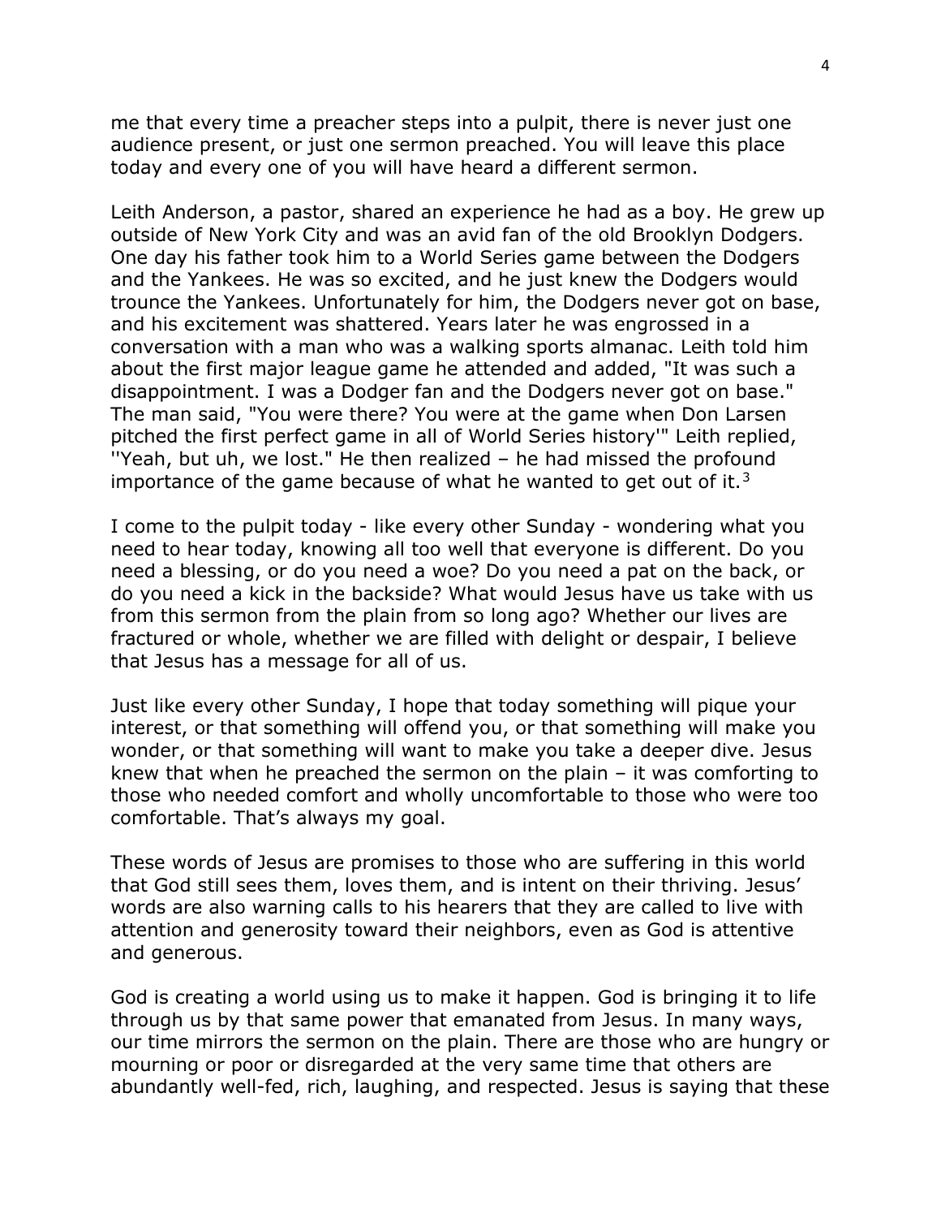me that every time a preacher steps into a pulpit, there is never just one audience present, or just one sermon preached. You will leave this place today and every one of you will have heard a different sermon.

Leith Anderson, a pastor, shared an experience he had as a boy. He grew up outside of New York City and was an avid fan of the old Brooklyn Dodgers. One day his father took him to a World Series game between the Dodgers and the Yankees. He was so excited, and he just knew the Dodgers would trounce the Yankees. Unfortunately for him, the Dodgers never got on base, and his excitement was shattered. Years later he was engrossed in a conversation with a man who was a walking sports almanac. Leith told him about the first major league game he attended and added, "It was such a disappointment. I was a Dodger fan and the Dodgers never got on base." The man said, "You were there? You were at the game when Don Larsen pitched the first perfect game in all of World Series history'" Leith replied, ''Yeah, but uh, we lost." He then realized – he had missed the profound importance of the game because of what he wanted to get out of it.[3]

I come to the pulpit today - like every other Sunday - wondering what you need to hear today, knowing all too well that everyone is different. Do you need a blessing, or do you need a woe? Do you need a pat on the back, or do you need a kick in the backside? What would Jesus have us take with us from this sermon from the plain from so long ago? Whether our lives are fractured or whole, whether we are filled with delight or despair, I believe that Jesus has a message for all of us.

Just like every other Sunday, I hope that today something will pique your interest, or that something will offend you, or that something will make you wonder, or that something will want to make you take a deeper dive. Jesus knew that when he preached the sermon on the plain – it was comforting to those who needed comfort and wholly uncomfortable to those who were too comfortable. That's always my goal.

These words of Jesus are promises to those who are suffering in this world that God still sees them, loves them, and is intent on their thriving. Jesus' words are also warning calls to his hearers that they are called to live with attention and generosity toward their neighbors, even as God is attentive and generous.

God is creating a world using us to make it happen. God is bringing it to life through us by that same power that emanated from Jesus. In many ways, our time mirrors the sermon on the plain. There are those who are hungry or mourning or poor or disregarded at the very same time that others are abundantly well-fed, rich, laughing, and respected. Jesus is saying that these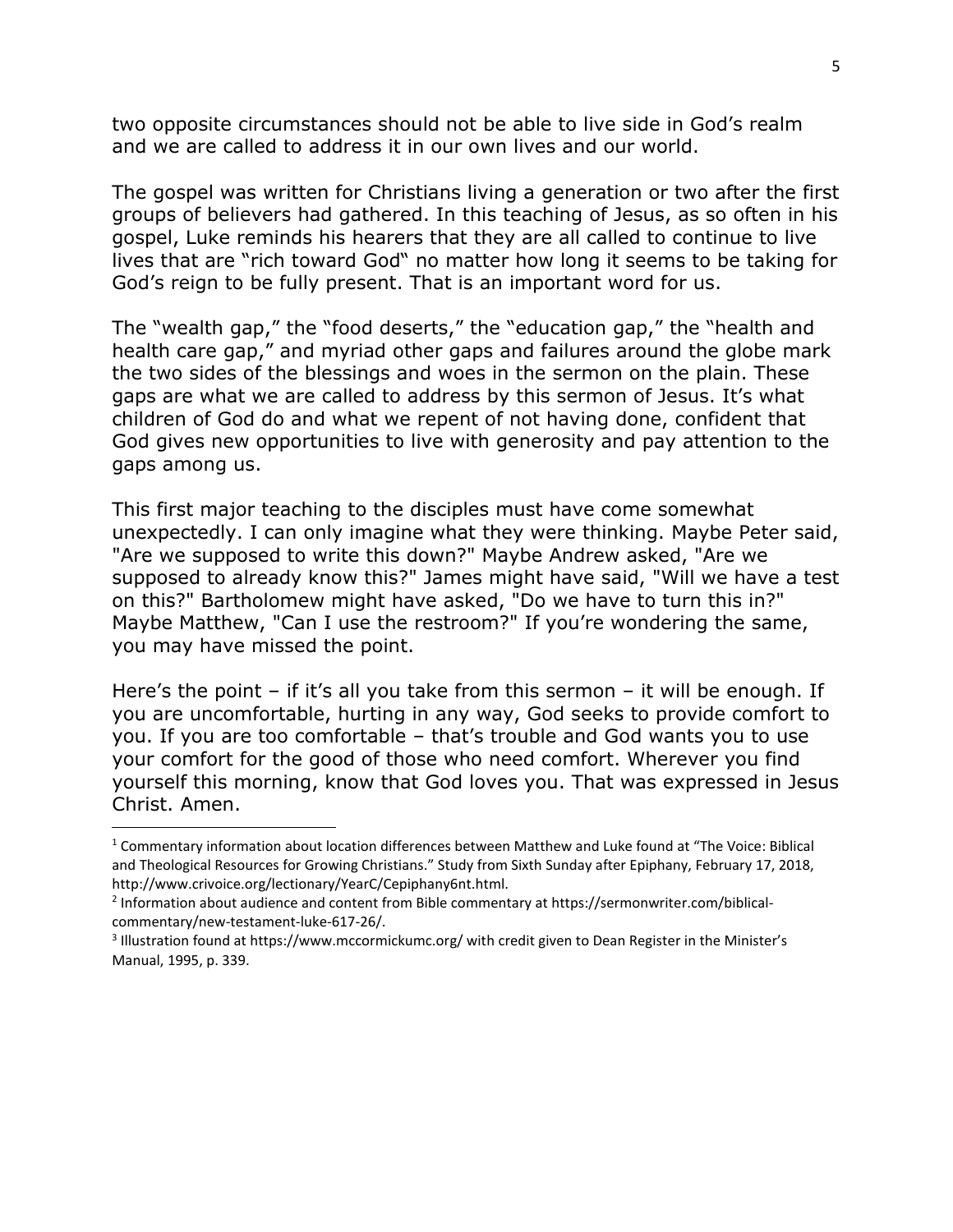two opposite circumstances should not be able to live side in God's realm and we are called to address it in our own lives and our world.

The gospel was written for Christians living a generation or two after the first groups of believers had gathered. In this teaching of Jesus, as so often in his gospel, Luke reminds his hearers that they are all called to continue to live lives that are "rich toward God" no matter how long it seems to be taking for God's reign to be fully present. That is an important word for us.

The "wealth gap," the "food deserts," the "education gap," the "health and health care gap," and myriad other gaps and failures around the globe mark the two sides of the blessings and woes in the sermon on the plain. These gaps are what we are called to address by this sermon of Jesus. It's what children of God do and what we repent of not having done, confident that God gives new opportunities to live with generosity and pay attention to the gaps among us.

This first major teaching to the disciples must have come somewhat unexpectedly. I can only imagine what they were thinking. Maybe Peter said, "Are we supposed to write this down?" Maybe Andrew asked, "Are we supposed to already know this?" James might have said, "Will we have a test on this?" Bartholomew might have asked, "Do we have to turn this in?" Maybe Matthew, "Can I use the restroom?" If you're wondering the same, you may have missed the point.

Here's the point – if it's all you take from this sermon – it will be enough. If you are uncomfortable, hurting in any way, God seeks to provide comfort to you. If you are too comfortable – that's trouble and God wants you to use your comfort for the good of those who need comfort. Wherever you find yourself this morning, know that God loves you. That was expressed in Jesus Christ. Amen.

---

[1] Commentary information about location differences between Matthew and Luke found at "The Voice: Biblical and Theological Resources for Growing Christians." Study from Sixth Sunday after Epiphany, February 17, 2018, http://www.crivoice.org/lectionary/YearC/Cepiphany6nt.html.

[2] Information about audience and content from Bible commentary at https://sermonwriter.com/biblical-commentary/new-testament-luke-617-26/.

[3] Illustration found at https://www.mccormickumc.org/ with credit given to Dean Register in the Minister's Manual, 1995, p. 339.